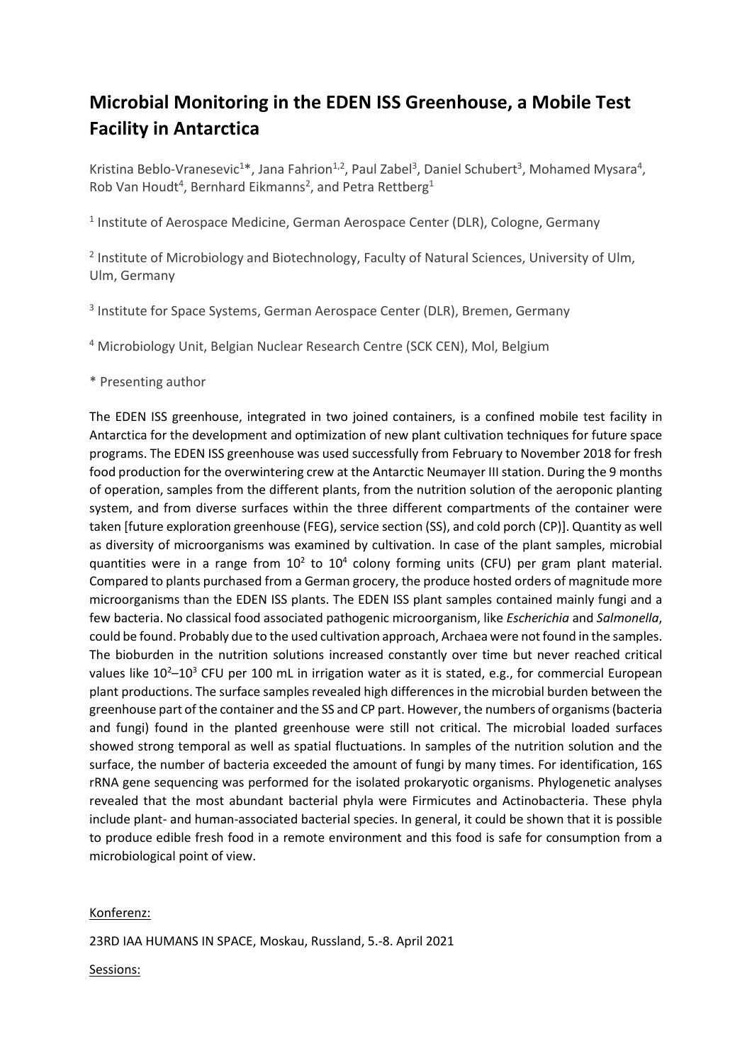# Microbial Monitoring in the EDEN ISS Greenhouse, a Mobile Test Facility in Antarctica

Kristina Beblo-Vranesevic[1]*, Jana Fahrion[1,2], Paul Zabel[3], Daniel Schubert[3], Mohamed Mysara[4], Rob Van Houdt[4], Bernhard Eikmanns[2], and Petra Rettberg[1]

[1] Institute of Aerospace Medicine, German Aerospace Center (DLR), Cologne, Germany

[2] Institute of Microbiology and Biotechnology, Faculty of Natural Sciences, University of Ulm, Ulm, Germany

[3] Institute for Space Systems, German Aerospace Center (DLR), Bremen, Germany

[4] Microbiology Unit, Belgian Nuclear Research Centre (SCK CEN), Mol, Belgium

* Presenting author

The EDEN ISS greenhouse, integrated in two joined containers, is a confined mobile test facility in Antarctica for the development and optimization of new plant cultivation techniques for future space programs. The EDEN ISS greenhouse was used successfully from February to November 2018 for fresh food production for the overwintering crew at the Antarctic Neumayer III station. During the 9 months of operation, samples from the different plants, from the nutrition solution of the aeroponic planting system, and from diverse surfaces within the three different compartments of the container were taken [future exploration greenhouse (FEG), service section (SS), and cold porch (CP)]. Quantity as well as diversity of microorganisms was examined by cultivation. In case of the plant samples, microbial quantities were in a range from $10^2$ to $10^4$ colony forming units (CFU) per gram plant material. Compared to plants purchased from a German grocery, the produce hosted orders of magnitude more microorganisms than the EDEN ISS plants. The EDEN ISS plant samples contained mainly fungi and a few bacteria. No classical food associated pathogenic microorganism, like *Escherichia* and *Salmonella*, could be found. Probably due to the used cultivation approach, Archaea were not found in the samples. The bioburden in the nutrition solutions increased constantly over time but never reached critical values like $10^2$–$10^3$ CFU per 100 mL in irrigation water as it is stated, e.g., for commercial European plant productions. The surface samples revealed high differences in the microbial burden between the greenhouse part of the container and the SS and CP part. However, the numbers of organisms (bacteria and fungi) found in the planted greenhouse were still not critical. The microbial loaded surfaces showed strong temporal as well as spatial fluctuations. In samples of the nutrition solution and the surface, the number of bacteria exceeded the amount of fungi by many times. For identification, 16S rRNA gene sequencing was performed for the isolated prokaryotic organisms. Phylogenetic analyses revealed that the most abundant bacterial phyla were Firmicutes and Actinobacteria. These phyla include plant- and human-associated bacterial species. In general, it could be shown that it is possible to produce edible fresh food in a remote environment and this food is safe for consumption from a microbiological point of view.

Konferenz:

23RD IAA HUMANS IN SPACE, Moskau, Russland, 5.-8. April 2021

Sessions: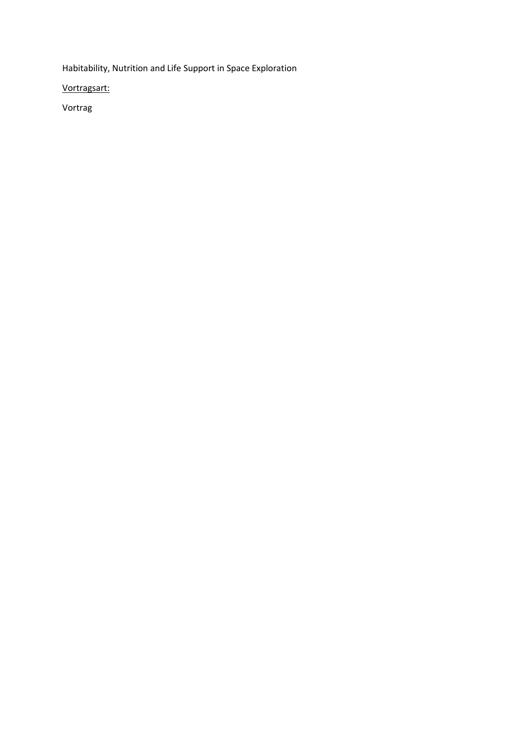Habitability, Nutrition and Life Support in Space Exploration

<u>Vortragsart:</u>

Vortrag